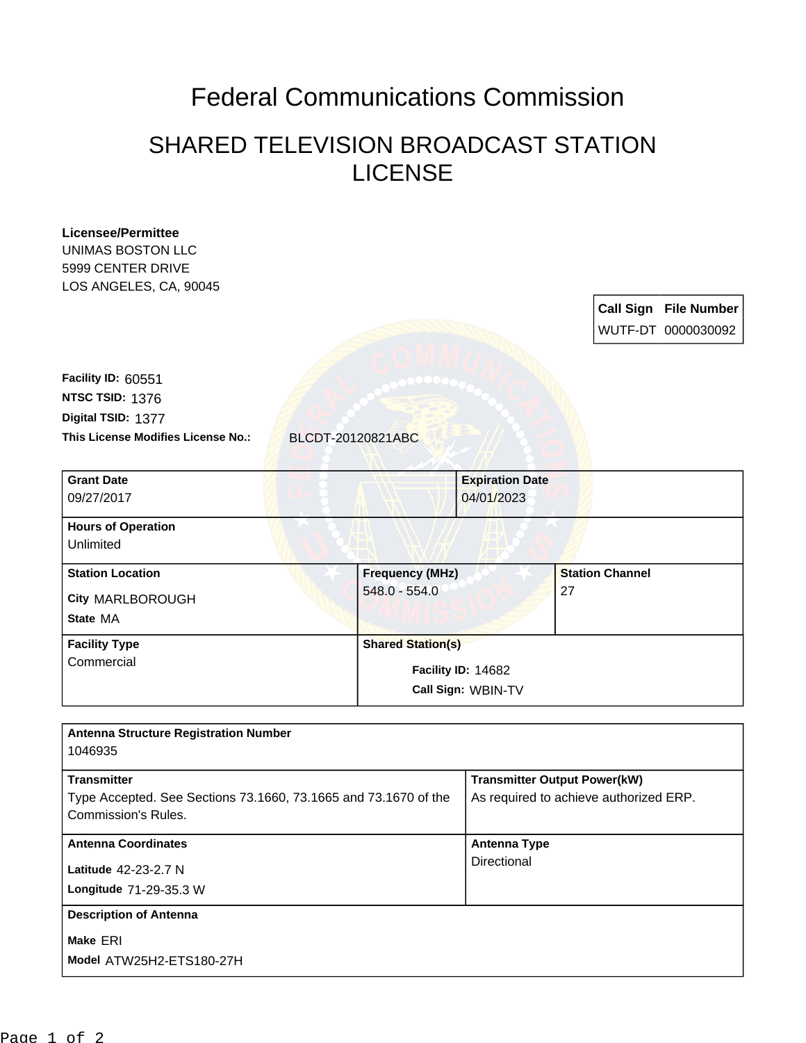# Federal Communications Commission

## SHARED TELEVISION BROADCAST STATION LICENSE

**Licensee/Permittee**
UNIMAS BOSTON LLC
5999 CENTER DRIVE
LOS ANGELES, CA, 90045

| Call Sign | File Number |
| --- | --- |
| WUTF-DT | 0000030092 |

**Facility ID:** 60551
**NTSC TSID:** 1376
**Digital TSID:** 1377
**This License Modifies License No.:** BLCDT-20120821ABC

| Grant Date | Expiration Date |
| --- | --- |
| 09/27/2017 | 04/01/2023 |

**Hours of Operation**
Unlimited

| Station Location | Frequency (MHz) | Station Channel |
| --- | --- | --- |
| City MARLBOROUGH<br>State MA | 548.0 - 554.0 | 27 |

| Facility Type | Shared Station(s) |
| --- | --- |
| Commercial | Facility ID: 14682<br>Call Sign: WBIN-TV |

**Antenna Structure Registration Number**
1046935

| Transmitter | Transmitter Output Power(kW) |
| --- | --- |
| Type Accepted. See Sections 73.1660, 73.1665 and 73.1670 of the Commission's Rules. | As required to achieve authorized ERP. |

| Antenna Coordinates | Antenna Type |
| --- | --- |
| Latitude 42-23-2.7 N<br>Longitude 71-29-35.3 W | Directional |

**Description of Antenna**
Make ERI
Model ATW25H2-ETS180-27H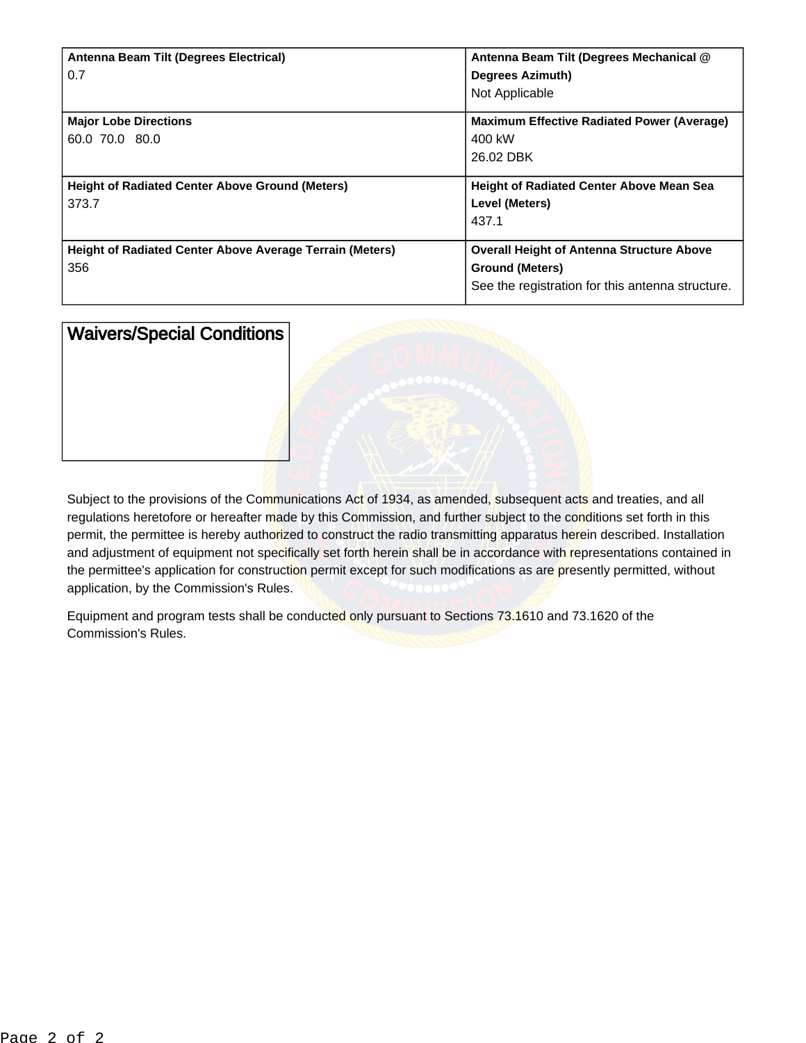| | |
|---|---|
| **Antenna Beam Tilt (Degrees Electrical)**<br>0.7 | **Antenna Beam Tilt (Degrees Mechanical @ Degrees Azimuth)**<br>Not Applicable |
| **Major Lobe Directions**<br>60.0 70.0 80.0 | **Maximum Effective Radiated Power (Average)**<br>400 kW<br>26.02 DBK |
| **Height of Radiated Center Above Ground (Meters)**<br>373.7 | **Height of Radiated Center Above Mean Sea Level (Meters)**<br>437.1 |
| **Height of Radiated Center Above Average Terrain (Meters)**<br>356 | **Overall Height of Antenna Structure Above Ground (Meters)**<br>See the registration for this antenna structure. |

## Waivers/Special Conditions

Subject to the provisions of the Communications Act of 1934, as amended, subsequent acts and treaties, and all regulations heretofore or hereafter made by this Commission, and further subject to the conditions set forth in this permit, the permittee is hereby authorized to construct the radio transmitting apparatus herein described. Installation and adjustment of equipment not specifically set forth herein shall be in accordance with representations contained in the permittee's application for construction permit except for such modifications as are presently permitted, without application, by the Commission's Rules.

Equipment and program tests shall be conducted only pursuant to Sections 73.1610 and 73.1620 of the Commission's Rules.